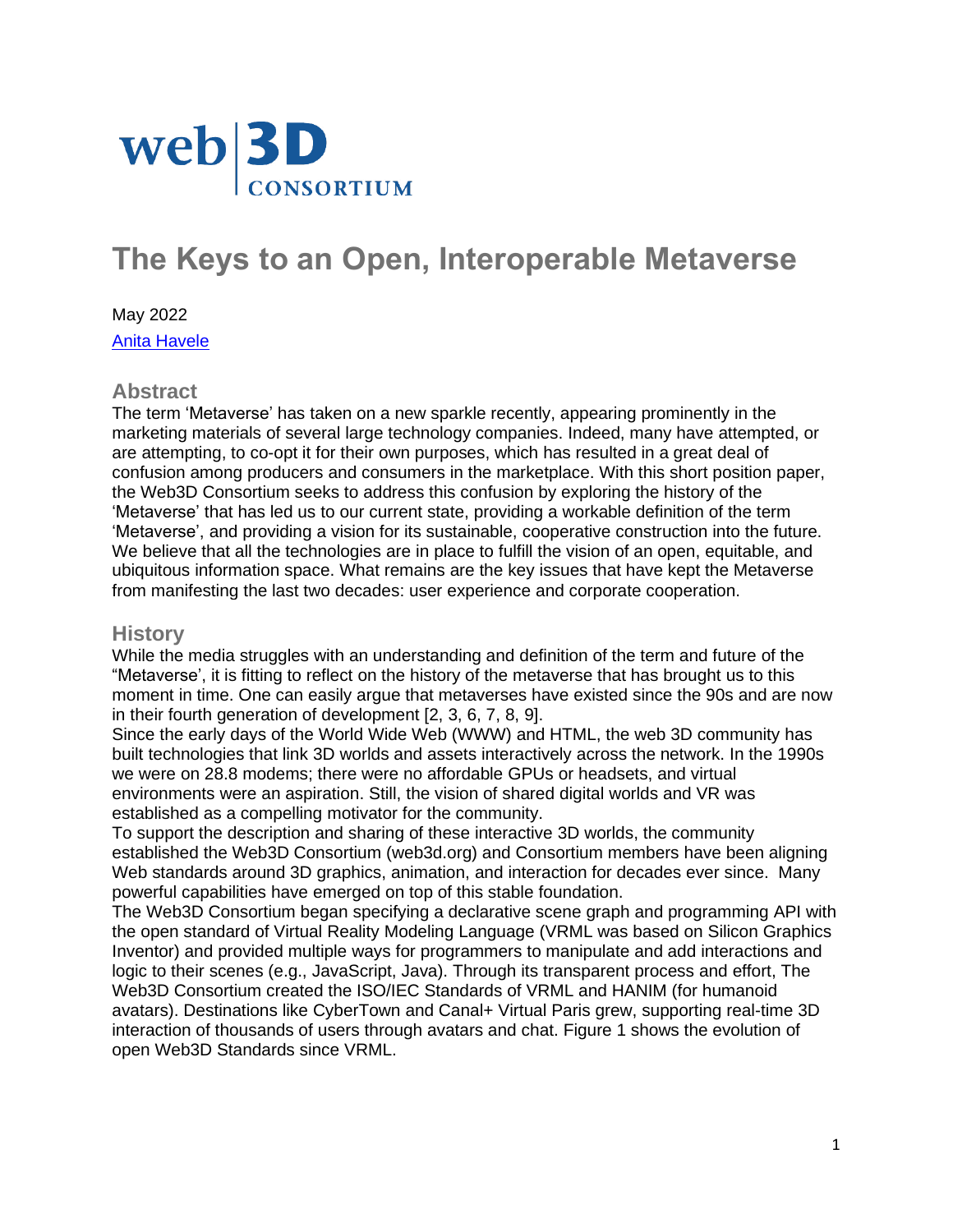web3D CONSORTIUM

# The Keys to an Open, Interoperable Metaverse

May 2022

[Anita Havele](#)

## Abstract

The term 'Metaverse' has taken on a new sparkle recently, appearing prominently in the marketing materials of several large technology companies. Indeed, many have attempted, or are attempting, to co-opt it for their own purposes, which has resulted in a great deal of confusion among producers and consumers in the marketplace. With this short position paper, the Web3D Consortium seeks to address this confusion by exploring the history of the 'Metaverse' that has led us to our current state, providing a workable definition of the term 'Metaverse', and providing a vision for its sustainable, cooperative construction into the future. We believe that all the technologies are in place to fulfill the vision of an open, equitable, and ubiquitous information space. What remains are the key issues that have kept the Metaverse from manifesting the last two decades: user experience and corporate cooperation.

## History

While the media struggles with an understanding and definition of the term and future of the "Metaverse', it is fitting to reflect on the history of the metaverse that has brought us to this moment in time. One can easily argue that metaverses have existed since the 90s and are now in their fourth generation of development [2, 3, 6, 7, 8, 9].

Since the early days of the World Wide Web (WWW) and HTML, the web 3D community has built technologies that link 3D worlds and assets interactively across the network. In the 1990s we were on 28.8 modems; there were no affordable GPUs or headsets, and virtual environments were an aspiration. Still, the vision of shared digital worlds and VR was established as a compelling motivator for the community.

To support the description and sharing of these interactive 3D worlds, the community established the Web3D Consortium (web3d.org) and Consortium members have been aligning Web standards around 3D graphics, animation, and interaction for decades ever since. Many powerful capabilities have emerged on top of this stable foundation.

The Web3D Consortium began specifying a declarative scene graph and programming API with the open standard of Virtual Reality Modeling Language (VRML was based on Silicon Graphics Inventor) and provided multiple ways for programmers to manipulate and add interactions and logic to their scenes (e.g., JavaScript, Java). Through its transparent process and effort, The Web3D Consortium created the ISO/IEC Standards of VRML and HANIM (for humanoid avatars). Destinations like CyberTown and Canal+ Virtual Paris grew, supporting real-time 3D interaction of thousands of users through avatars and chat. Figure 1 shows the evolution of open Web3D Standards since VRML.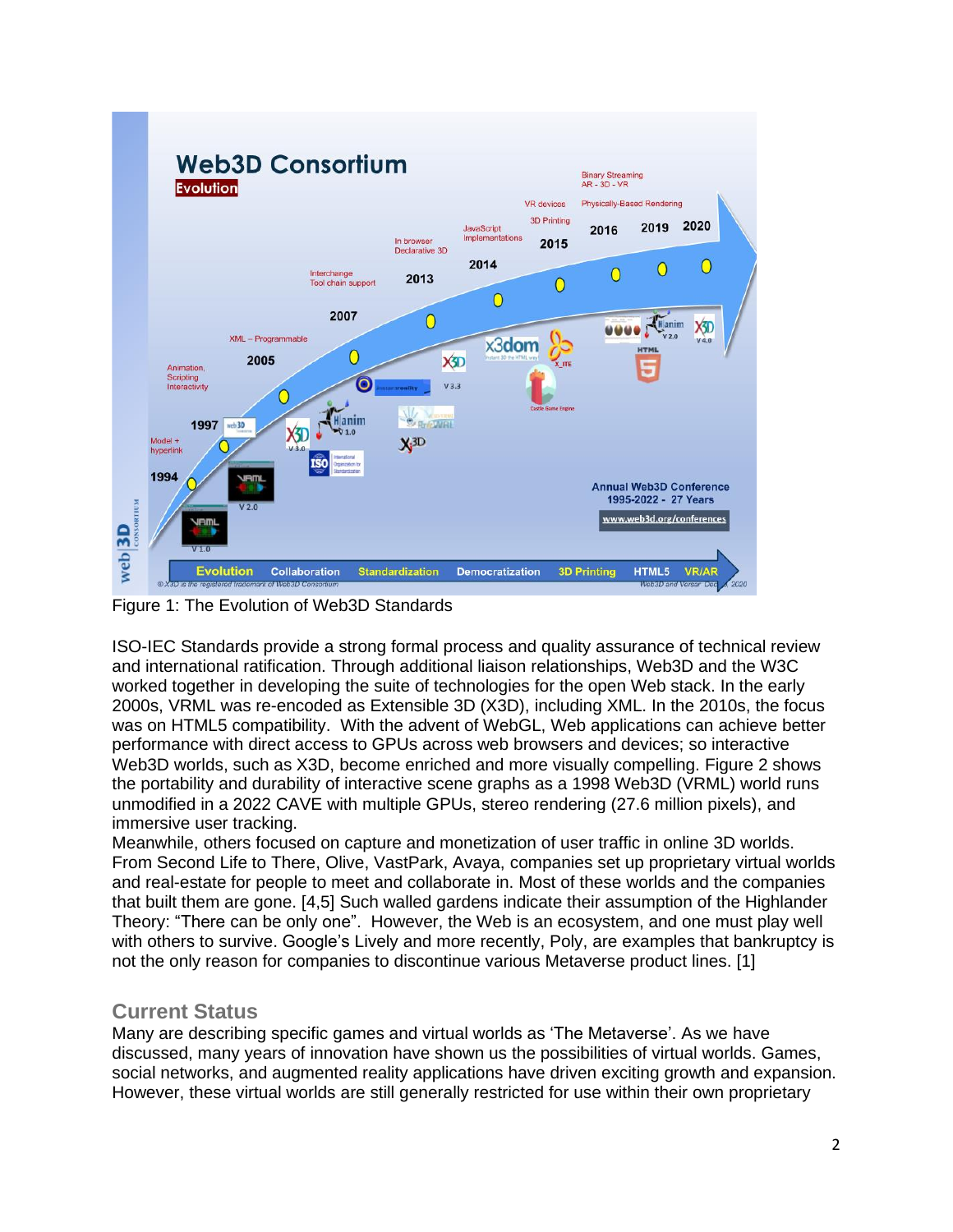Figure 1: The Evolution of Web3D Standards

ISO-IEC Standards provide a strong formal process and quality assurance of technical review and international ratification. Through additional liaison relationships, Web3D and the W3C worked together in developing the suite of technologies for the open Web stack. In the early 2000s, VRML was re-encoded as Extensible 3D (X3D), including XML. In the 2010s, the focus was on HTML5 compatibility. With the advent of WebGL, Web applications can achieve better performance with direct access to GPUs across web browsers and devices; so interactive Web3D worlds, such as X3D, become enriched and more visually compelling. Figure 2 shows the portability and durability of interactive scene graphs as a 1998 Web3D (VRML) world runs unmodified in a 2022 CAVE with multiple GPUs, stereo rendering (27.6 million pixels), and immersive user tracking.

Meanwhile, others focused on capture and monetization of user traffic in online 3D worlds. From Second Life to There, Olive, VastPark, Avaya, companies set up proprietary virtual worlds and real-estate for people to meet and collaborate in. Most of these worlds and the companies that built them are gone. [4,5] Such walled gardens indicate their assumption of the Highlander Theory: "There can be only one". However, the Web is an ecosystem, and one must play well with others to survive. Google's Lively and more recently, Poly, are examples that bankruptcy is not the only reason for companies to discontinue various Metaverse product lines. [1]

## Current Status

Many are describing specific games and virtual worlds as 'The Metaverse'. As we have discussed, many years of innovation have shown us the possibilities of virtual worlds. Games, social networks, and augmented reality applications have driven exciting growth and expansion. However, these virtual worlds are still generally restricted for use within their own proprietary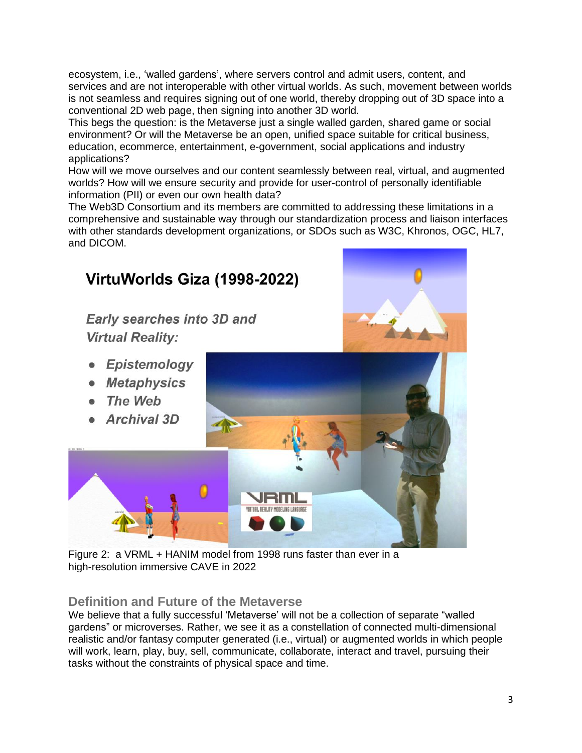ecosystem, i.e., ‘walled gardens’, where servers control and admit users, content, and services and are not interoperable with other virtual worlds. As such, movement between worlds is not seamless and requires signing out of one world, thereby dropping out of 3D space into a conventional 2D web page, then signing into another 3D world.

This begs the question: is the Metaverse just a single walled garden, shared game or social environment? Or will the Metaverse be an open, unified space suitable for critical business, education, ecommerce, entertainment, e-government, social applications and industry applications?

How will we move ourselves and our content seamlessly between real, virtual, and augmented worlds? How will we ensure security and provide for user-control of personally identifiable information (PII) or even our own health data?

The Web3D Consortium and its members are committed to addressing these limitations in a comprehensive and sustainable way through our standardization process and liaison interfaces with other standards development organizations, or SDOs such as W3C, Khronos, OGC, HL7, and DICOM.

**VirtuWorlds Giza (1998-2022)**

***Early searches into 3D and Virtual Reality:***

- ***Epistemology***
- ***Metaphysics***
- ***The Web***
- ***Archival 3D***

Figure 2: a VRML + HANIM model from 1998 runs faster than ever in a high-resolution immersive CAVE in 2022

## Definition and Future of the Metaverse

We believe that a fully successful ‘Metaverse’ will not be a collection of separate “walled gardens” or microverses. Rather, we see it as a constellation of connected multi-dimensional realistic and/or fantasy computer generated (i.e., virtual) or augmented worlds in which people will work, learn, play, buy, sell, communicate, collaborate, interact and travel, pursuing their tasks without the constraints of physical space and time.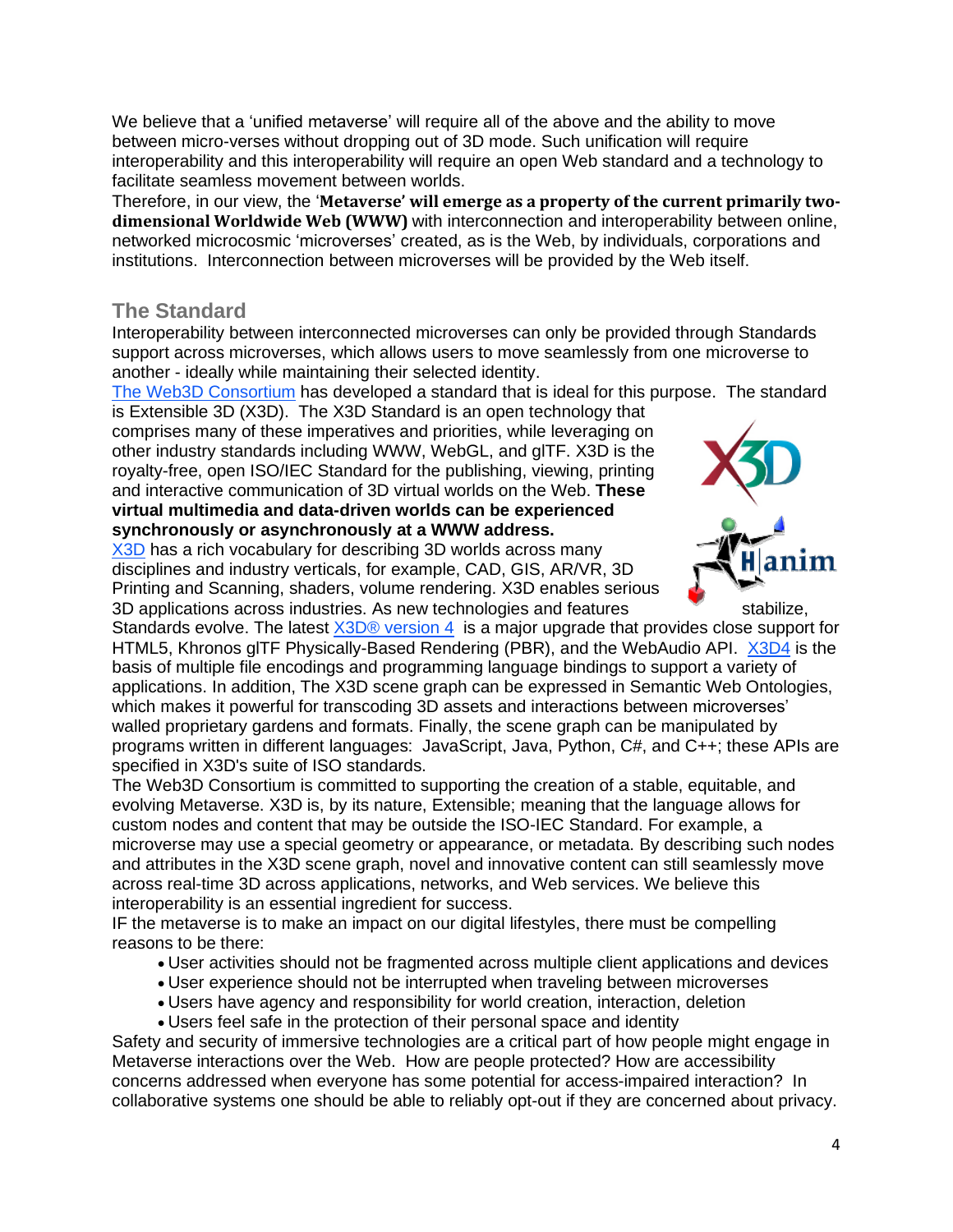We believe that a 'unified metaverse' will require all of the above and the ability to move between micro-verses without dropping out of 3D mode. Such unification will require interoperability and this interoperability will require an open Web standard and a technology to facilitate seamless movement between worlds.
Therefore, in our view, the '**Metaverse' will emerge as a property of the current primarily two-dimensional Worldwide Web (WWW)** with interconnection and interoperability between online, networked microcosmic 'microverses' created, as is the Web, by individuals, corporations and institutions. Interconnection between microverses will be provided by the Web itself.

## The Standard

Interoperability between interconnected microverses can only be provided through Standards support across microverses, which allows users to move seamlessly from one microverse to another - ideally while maintaining their selected identity.
The Web3D Consortium has developed a standard that is ideal for this purpose. The standard is Extensible 3D (X3D). The X3D Standard is an open technology that comprises many of these imperatives and priorities, while leveraging on other industry standards including WWW, WebGL, and glTF. X3D is the royalty-free, open ISO/IEC Standard for the publishing, viewing, printing and interactive communication of 3D virtual worlds on the Web. **These virtual multimedia and data-driven worlds can be experienced synchronously or asynchronously at a WWW address.**
X3D has a rich vocabulary for describing 3D worlds across many disciplines and industry verticals, for example, CAD, GIS, AR/VR, 3D Printing and Scanning, shaders, volume rendering. X3D enables serious 3D applications across industries. As new technologies and features stabilize, Standards evolve. The latest X3D® version 4 is a major upgrade that provides close support for HTML5, Khronos glTF Physically-Based Rendering (PBR), and the WebAudio API. X3D4 is the basis of multiple file encodings and programming language bindings to support a variety of applications. In addition, The X3D scene graph can be expressed in Semantic Web Ontologies, which makes it powerful for transcoding 3D assets and interactions between microverses' walled proprietary gardens and formats. Finally, the scene graph can be manipulated by programs written in different languages: JavaScript, Java, Python, C#, and C++; these APIs are specified in X3D's suite of ISO standards.
The Web3D Consortium is committed to supporting the creation of a stable, equitable, and evolving Metaverse. X3D is, by its nature, Extensible; meaning that the language allows for custom nodes and content that may be outside the ISO-IEC Standard. For example, a microverse may use a special geometry or appearance, or metadata. By describing such nodes and attributes in the X3D scene graph, novel and innovative content can still seamlessly move across real-time 3D across applications, networks, and Web services. We believe this interoperability is an essential ingredient for success.
IF the metaverse is to make an impact on our digital lifestyles, there must be compelling reasons to be there:

- User activities should not be fragmented across multiple client applications and devices
- User experience should not be interrupted when traveling between microverses
- Users have agency and responsibility for world creation, interaction, deletion
- Users feel safe in the protection of their personal space and identity

Safety and security of immersive technologies are a critical part of how people might engage in Metaverse interactions over the Web. How are people protected? How are accessibility concerns addressed when everyone has some potential for access-impaired interaction? In collaborative systems one should be able to reliably opt-out if they are concerned about privacy.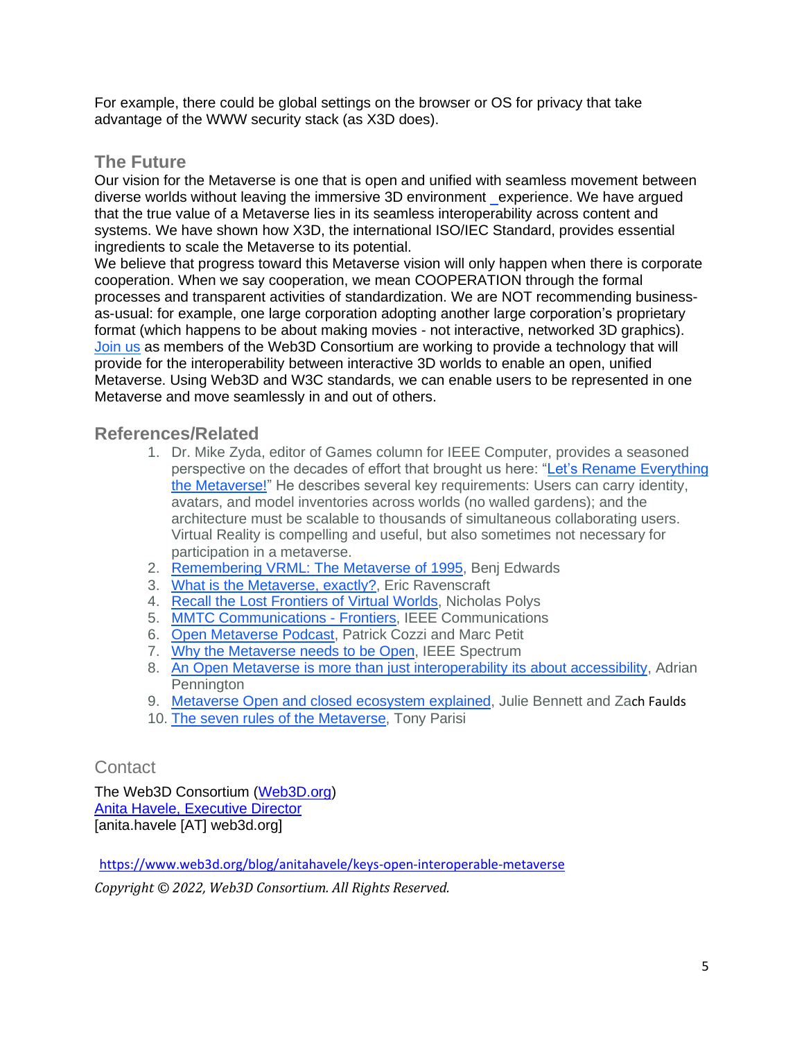For example, there could be global settings on the browser or OS for privacy that take advantage of the WWW security stack (as X3D does).

## The Future

Our vision for the Metaverse is one that is open and unified with seamless movement between diverse worlds without leaving the immersive 3D environment experience. We have argued that the true value of a Metaverse lies in its seamless interoperability across content and systems. We have shown how X3D, the international ISO/IEC Standard, provides essential ingredients to scale the Metaverse to its potential.

We believe that progress toward this Metaverse vision will only happen when there is corporate cooperation. When we say cooperation, we mean COOPERATION through the formal processes and transparent activities of standardization. We are NOT recommending business-as-usual: for example, one large corporation adopting another large corporation's proprietary format (which happens to be about making movies - not interactive, networked 3D graphics). Join us as members of the Web3D Consortium are working to provide a technology that will provide for the interoperability between interactive 3D worlds to enable an open, unified Metaverse. Using Web3D and W3C standards, we can enable users to be represented in one Metaverse and move seamlessly in and out of others.

## References/Related

1. Dr. Mike Zyda, editor of Games column for IEEE Computer, provides a seasoned perspective on the decades of effort that brought us here: "Let's Rename Everything the Metaverse!" He describes several key requirements: Users can carry identity, avatars, and model inventories across worlds (no walled gardens); and the architecture must be scalable to thousands of simultaneous collaborating users. Virtual Reality is compelling and useful, but also sometimes not necessary for participation in a metaverse.
2. Remembering VRML: The Metaverse of 1995, Benj Edwards
3. What is the Metaverse, exactly?, Eric Ravenscraft
4. Recall the Lost Frontiers of Virtual Worlds, Nicholas Polys
5. MMTC Communications - Frontiers, IEEE Communications
6. Open Metaverse Podcast, Patrick Cozzi and Marc Petit
7. Why the Metaverse needs to be Open, IEEE Spectrum
8. An Open Metaverse is more than just interoperability its about accessibility, Adrian Pennington
9. Metaverse Open and closed ecosystem explained, Julie Bennett and Zach Faulds
10. The seven rules of the Metaverse, Tony Parisi

## Contact

The Web3D Consortium (Web3D.org)
Anita Havele, Executive Director
[anita.havele [AT] web3d.org]

https://www.web3d.org/blog/anitahavele/keys-open-interoperable-metaverse

*Copyright © 2022, Web3D Consortium. All Rights Reserved.*